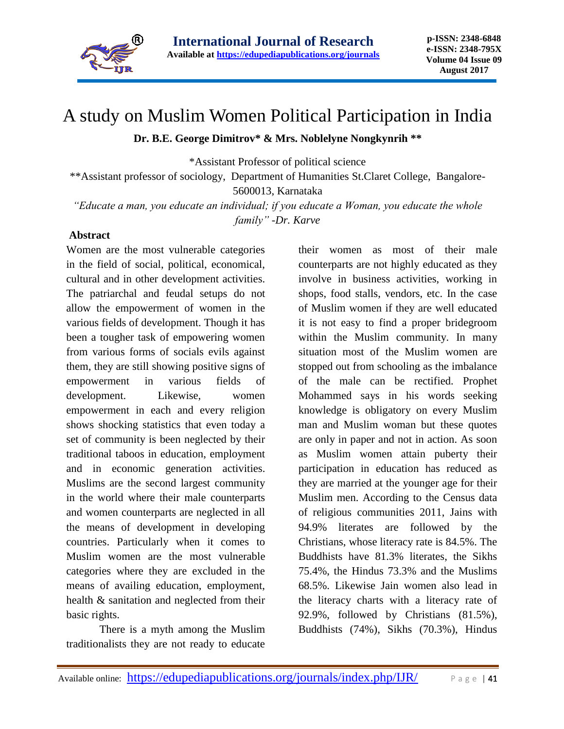# A study on Muslim Women Political Participation in India

**Dr. B.E. George Dimitrov\* & Mrs. Noblelyne Nongkynrih \*\***

\*Assistant Professor of political science

\*\*Assistant professor of sociology, Department of Humanities St.Claret College, Bangalore-5600013, Karnataka

*"Educate a man, you educate an individual; if you educate a Woman, you educate the whole family"* -*Dr. Karve*

**Abstract**

Women are the most vulnerable categories in the field of social, political, economical, cultural and in other development activities. The patriarchal and feudal setups do not allow the empowerment of women in the various fields of development. Though it has been a tougher task of empowering women from various forms of socials evils against them, they are still showing positive signs of empowerment in various fields of development. Likewise, women empowerment in each and every religion shows shocking statistics that even today a set of community is been neglected by their traditional taboos in education, employment and in economic generation activities. Muslims are the second largest community in the world where their male counterparts and women counterparts are neglected in all the means of development in developing countries. Particularly when it comes to Muslim women are the most vulnerable categories where they are excluded in the means of availing education, employment, health & sanitation and neglected from their basic rights.

There is a myth among the Muslim traditionalists they are not ready to educate their women as most of their male counterparts are not highly educated as they involve in business activities, working in shops, food stalls, vendors, etc. In the case of Muslim women if they are well educated it is not easy to find a proper bridegroom within the Muslim community. In many situation most of the Muslim women are stopped out from schooling as the imbalance of the male can be rectified. Prophet Mohammed says in his words seeking knowledge is obligatory on every Muslim man and Muslim woman but these quotes are only in paper and not in action. As soon as Muslim women attain puberty their participation in education has reduced as they are married at the younger age for their Muslim men. According to the Census data of religious communities 2011, Jains with 94.9% literates are followed by the Christians, whose literacy rate is 84.5%. The Buddhists have 81.3% literates, the Sikhs 75.4%, the Hindus 73.3% and the Muslims 68.5%. Likewise Jain women also lead in the literacy charts with a literacy rate of 92.9%, followed by Christians (81.5%), Buddhists (74%), Sikhs (70.3%), Hindus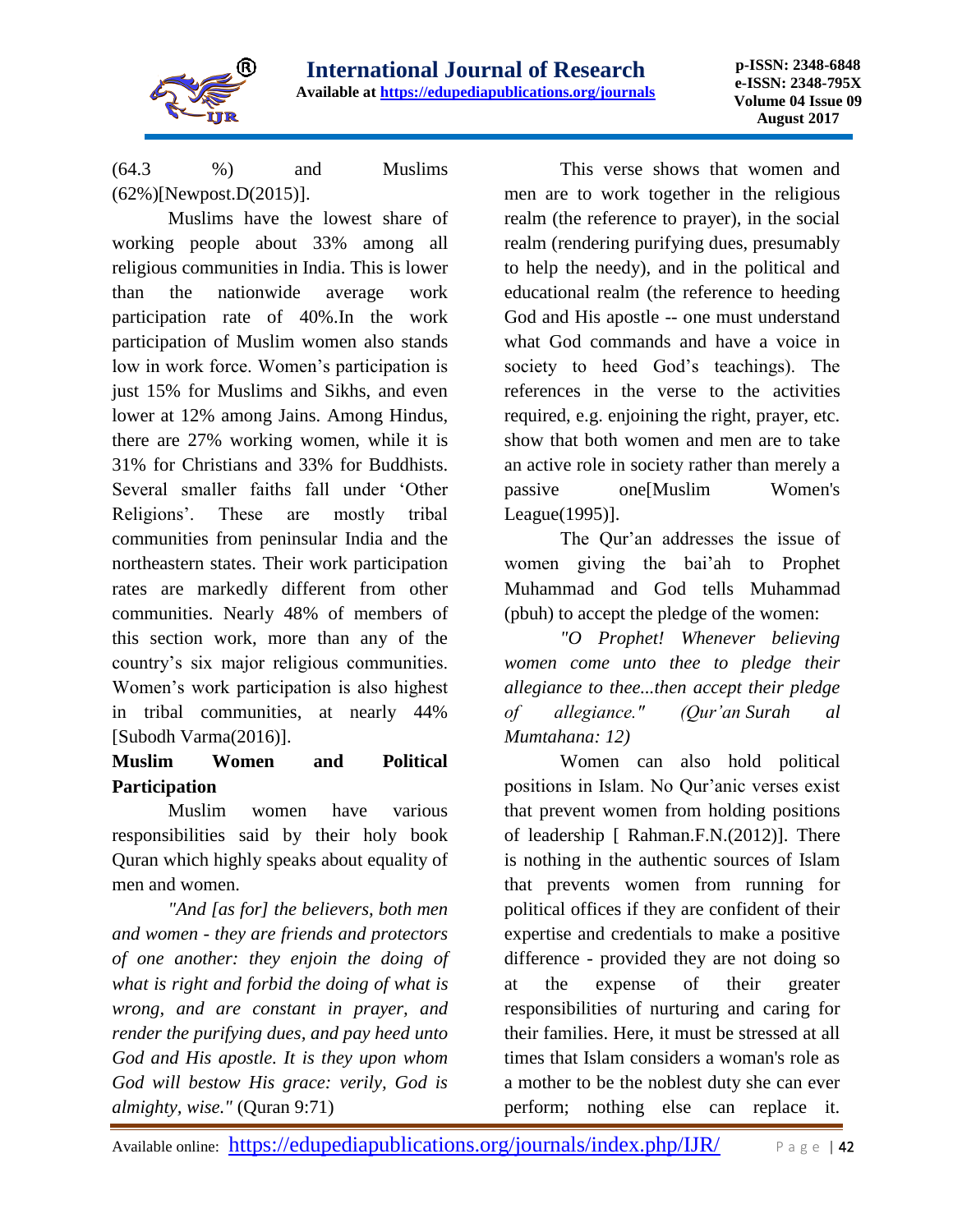(64.3 %) and Muslims (62%)[Newpost.D(2015)].

Muslims have the lowest share of working people about 33% among all religious communities in India. This is lower than the nationwide average work participation rate of 40%.In the work participation of Muslim women also stands low in work force. Women's participation is just 15% for Muslims and Sikhs, and even lower at 12% among Jains. Among Hindus, there are 27% working women, while it is 31% for Christians and 33% for Buddhists. Several smaller faiths fall under 'Other Religions'. These are mostly tribal communities from peninsular India and the northeastern states. Their work participation rates are markedly different from other communities. Nearly 48% of members of this section work, more than any of the country's six major religious communities. Women's work participation is also highest in tribal communities, at nearly 44% [Subodh Varma(2016)].

**Muslim Women and Political Participation**

Muslim women have various responsibilities said by their holy book Quran which highly speaks about equality of men and women.

*"And [as for] the believers, both men and women - they are friends and protectors of one another: they enjoin the doing of what is right and forbid the doing of what is wrong, and are constant in prayer, and render the purifying dues, and pay heed unto God and His apostle. It is they upon whom God will bestow His grace: verily, God is almighty, wise."* (Quran 9:71)

This verse shows that women and men are to work together in the religious realm (the reference to prayer), in the social realm (rendering purifying dues, presumably to help the needy), and in the political and educational realm (the reference to heeding God and His apostle -- one must understand what God commands and have a voice in society to heed God's teachings). The references in the verse to the activities required, e.g. enjoining the right, prayer, etc. show that both women and men are to take an active role in society rather than merely a passive one[Muslim Women's League(1995)].

The Qur'an addresses the issue of women giving the bai'ah to Prophet Muhammad and God tells Muhammad (pbuh) to accept the pledge of the women:

*"O Prophet! Whenever believing women come unto thee to pledge their allegiance to thee...then accept their pledge of allegiance." (Qur'an Surah al Mumtahana: 12)*

Women can also hold political positions in Islam. No Qur'anic verses exist that prevent women from holding positions of leadership [ Rahman.F.N.(2012)]. There is nothing in the authentic sources of Islam that prevents women from running for political offices if they are confident of their expertise and credentials to make a positive difference - provided they are not doing so at the expense of their greater responsibilities of nurturing and caring for their families. Here, it must be stressed at all times that Islam considers a woman's role as a mother to be the noblest duty she can ever perform; nothing else can replace it.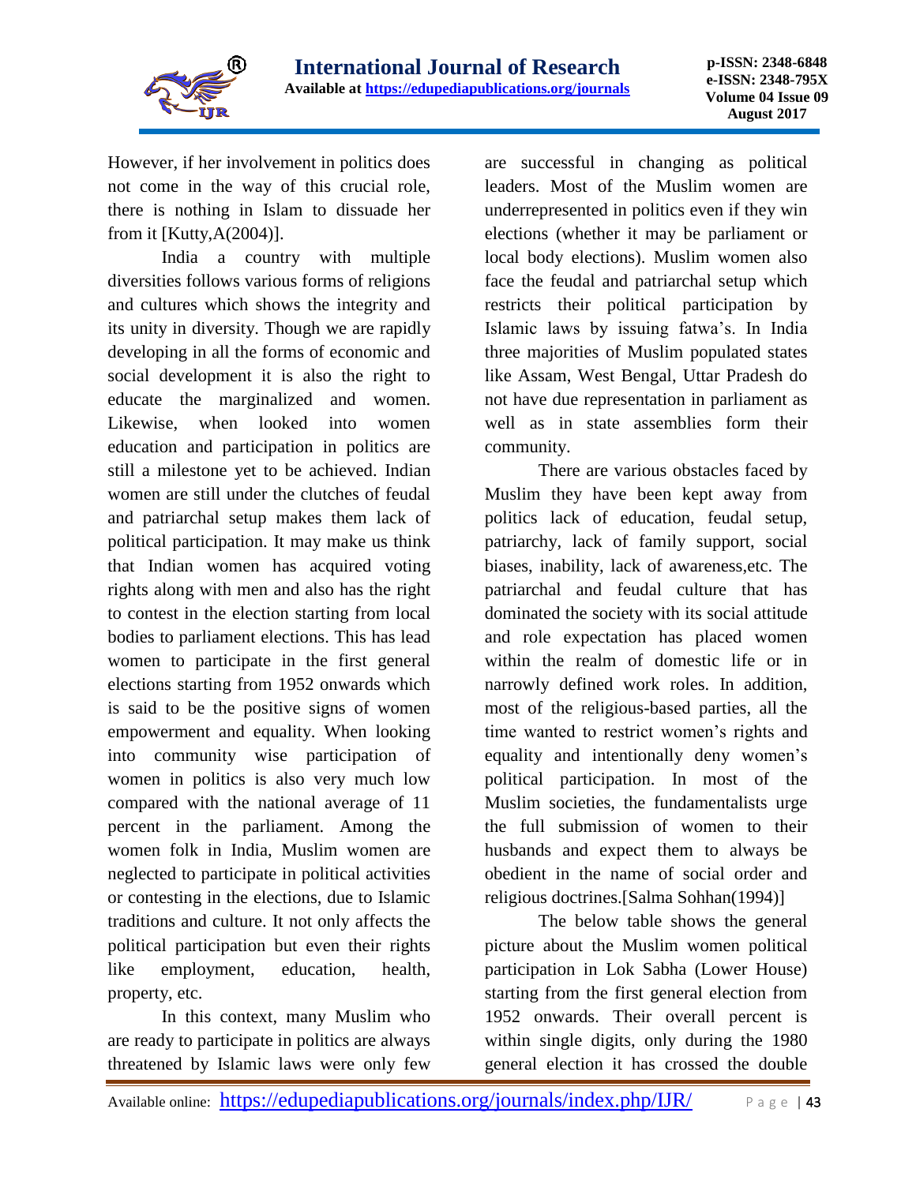However, if her involvement in politics does not come in the way of this crucial role, there is nothing in Islam to dissuade her from it [Kutty,A(2004)].

India a country with multiple diversities follows various forms of religions and cultures which shows the integrity and its unity in diversity. Though we are rapidly developing in all the forms of economic and social development it is also the right to educate the marginalized and women. Likewise, when looked into women education and participation in politics are still a milestone yet to be achieved. Indian women are still under the clutches of feudal and patriarchal setup makes them lack of political participation. It may make us think that Indian women has acquired voting rights along with men and also has the right to contest in the election starting from local bodies to parliament elections. This has lead women to participate in the first general elections starting from 1952 onwards which is said to be the positive signs of women empowerment and equality. When looking into community wise participation of women in politics is also very much low compared with the national average of 11 percent in the parliament. Among the women folk in India, Muslim women are neglected to participate in political activities or contesting in the elections, due to Islamic traditions and culture. It not only affects the political participation but even their rights like employment, education, health, property, etc.

In this context, many Muslim who are ready to participate in politics are always threatened by Islamic laws were only few are successful in changing as political leaders. Most of the Muslim women are underrepresented in politics even if they win elections (whether it may be parliament or local body elections). Muslim women also face the feudal and patriarchal setup which restricts their political participation by Islamic laws by issuing fatwa's. In India three majorities of Muslim populated states like Assam, West Bengal, Uttar Pradesh do not have due representation in parliament as well as in state assemblies form their community.

There are various obstacles faced by Muslim they have been kept away from politics lack of education, feudal setup, patriarchy, lack of family support, social biases, inability, lack of awareness,etc. The patriarchal and feudal culture that has dominated the society with its social attitude and role expectation has placed women within the realm of domestic life or in narrowly defined work roles. In addition, most of the religious-based parties, all the time wanted to restrict women's rights and equality and intentionally deny women's political participation. In most of the Muslim societies, the fundamentalists urge the full submission of women to their husbands and expect them to always be obedient in the name of social order and religious doctrines.[Salma Sohhan(1994)]

The below table shows the general picture about the Muslim women political participation in Lok Sabha (Lower House) starting from the first general election from 1952 onwards. Their overall percent is within single digits, only during the 1980 general election it has crossed the double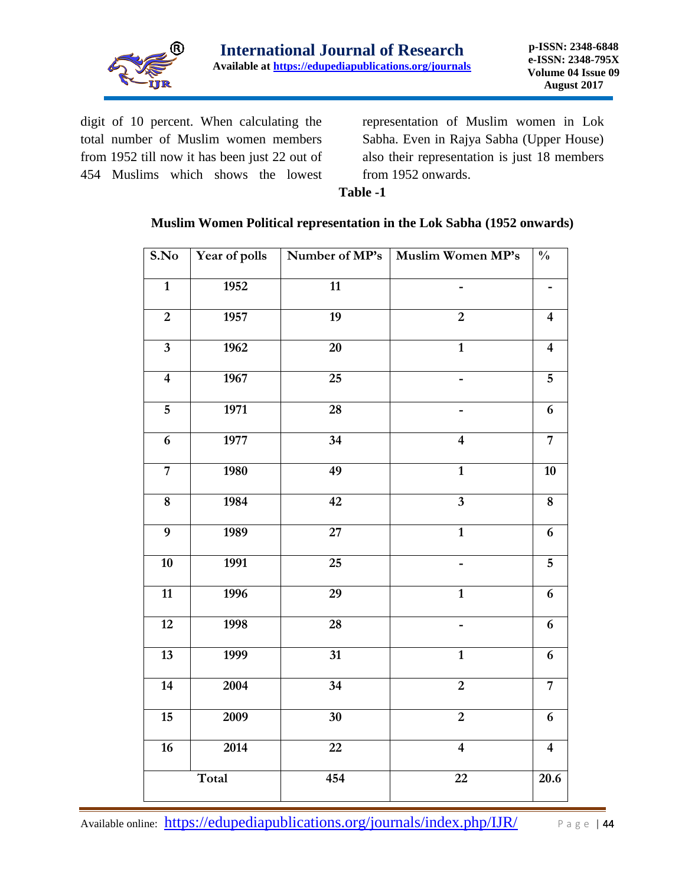digit of 10 percent. When calculating the total number of Muslim women members from 1952 till now it has been just 22 out of 454 Muslims which shows the lowest representation of Muslim women in Lok Sabha. Even in Rajya Sabha (Upper House) also their representation is just 18 members from 1952 onwards.

**Table -1**

**Muslim Women Political representation in the Lok Sabha (1952 onwards)**

| S.No | Year of polls | Number of MP's | Muslim Women MP's | % |
|---|---|---|---|---|
| 1 | 1952 | 11 | - | - |
| 2 | 1957 | 19 | 2 | 4 |
| 3 | 1962 | 20 | 1 | 4 |
| 4 | 1967 | 25 | - | 5 |
| 5 | 1971 | 28 | - | 6 |
| 6 | 1977 | 34 | 4 | 7 |
| 7 | 1980 | 49 | 1 | 10 |
| 8 | 1984 | 42 | 3 | 8 |
| 9 | 1989 | 27 | 1 | 6 |
| 10 | 1991 | 25 | - | 5 |
| 11 | 1996 | 29 | 1 | 6 |
| 12 | 1998 | 28 | - | 6 |
| 13 | 1999 | 31 | 1 | 6 |
| 14 | 2004 | 34 | 2 | 7 |
| 15 | 2009 | 30 | 2 | 6 |
| 16 | 2014 | 22 | 4 | 4 |
| Total | | 454 | 22 | 20.6 |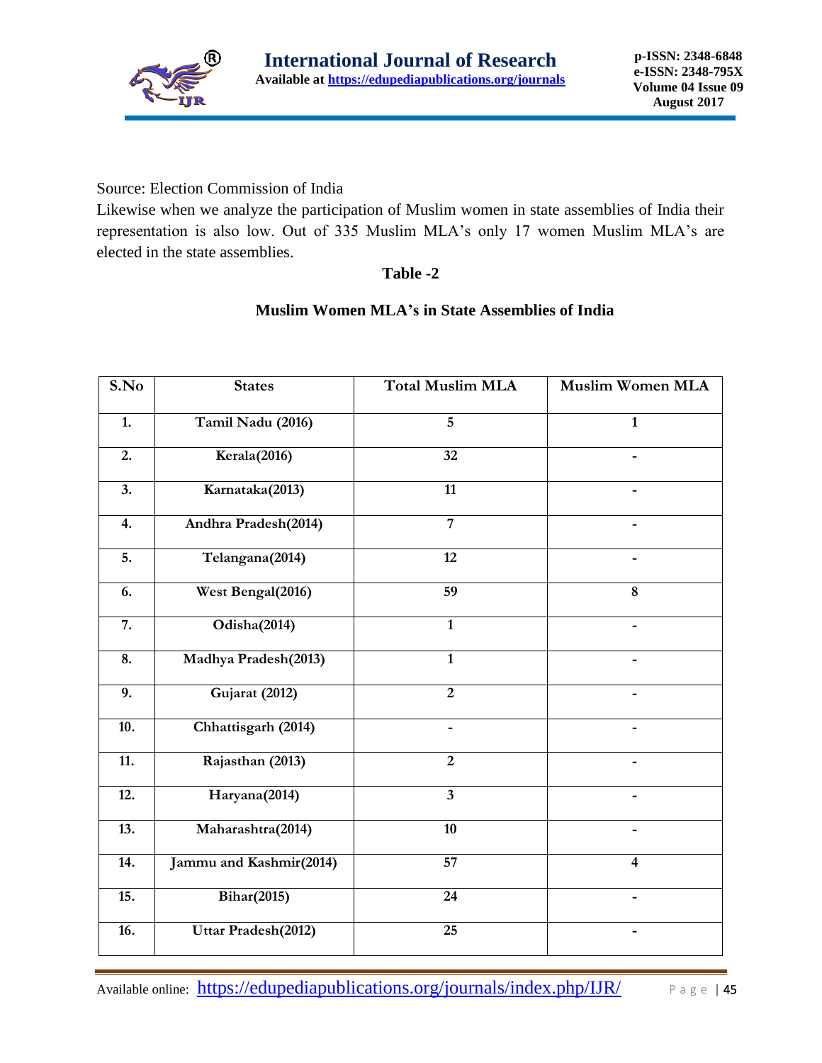Source: Election Commission of India

Likewise when we analyze the participation of Muslim women in state assemblies of India their representation is also low. Out of 335 Muslim MLA's only 17 women Muslim MLA's are elected in the state assemblies.

**Table -2**

**Muslim Women MLA's in State Assemblies of India**

| S.No | States | Total Muslim MLA | Muslim Women MLA |
|---|---|---|---|
| 1. | Tamil Nadu (2016) | 5 | 1 |
| 2. | Kerala(2016) | 32 | - |
| 3. | Karnataka(2013) | 11 | - |
| 4. | Andhra Pradesh(2014) | 7 | - |
| 5. | Telangana(2014) | 12 | - |
| 6. | West Bengal(2016) | 59 | 8 |
| 7. | Odisha(2014) | 1 | - |
| 8. | Madhya Pradesh(2013) | 1 | - |
| 9. | Gujarat (2012) | 2 | - |
| 10. | Chhattisgarh (2014) | - | - |
| 11. | Rajasthan (2013) | 2 | - |
| 12. | Haryana(2014) | 3 | - |
| 13. | Maharashtra(2014) | 10 | - |
| 14. | Jammu and Kashmir(2014) | 57 | 4 |
| 15. | Bihar(2015) | 24 | - |
| 16. | Uttar Pradesh(2012) | 25 | - |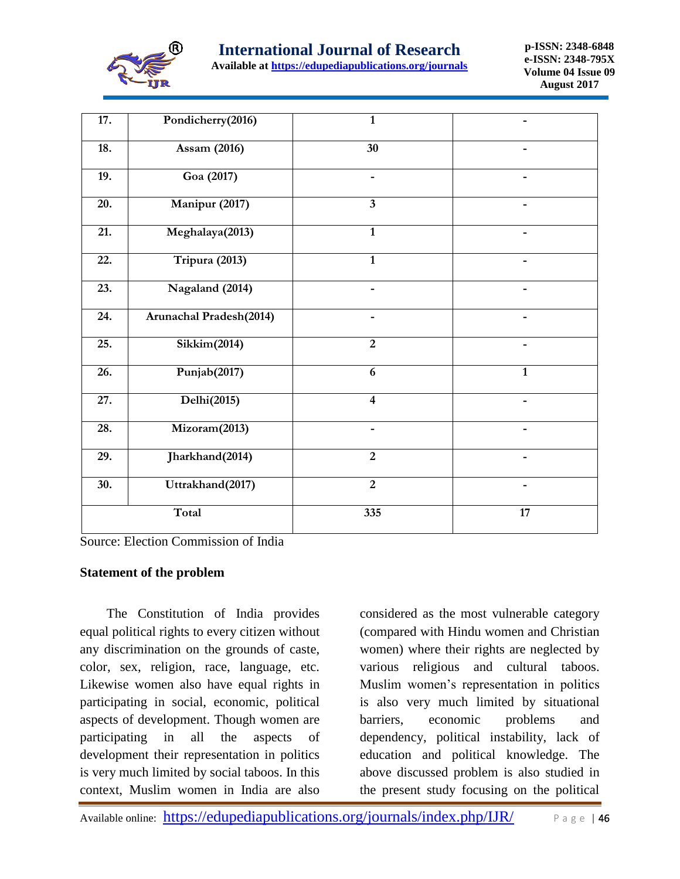| 17. | Pondicherry(2016) | 1 | - |
|---|---|---|---|
| 18. | Assam (2016) | 30 | - |
| 19. | Goa (2017) | - | - |
| 20. | Manipur (2017) | 3 | - |
| 21. | Meghalaya(2013) | 1 | - |
| 22. | Tripura (2013) | 1 | - |
| 23. | Nagaland (2014) | - | - |
| 24. | Arunachal Pradesh(2014) | - | - |
| 25. | Sikkim(2014) | 2 | - |
| 26. | Punjab(2017) | 6 | 1 |
| 27. | Delhi(2015) | 4 | - |
| 28. | Mizoram(2013) | - | - |
| 29. | Jharkhand(2014) | 2 | - |
| 30. | Uttrakhand(2017) | 2 | - |
| Total | | 335 | 17 |

Source: Election Commission of India

**Statement of the problem**

The Constitution of India provides equal political rights to every citizen without any discrimination on the grounds of caste, color, sex, religion, race, language, etc. Likewise women also have equal rights in participating in social, economic, political aspects of development. Though women are participating in all the aspects of development their representation in politics is very much limited by social taboos. In this context, Muslim women in India are also considered as the most vulnerable category (compared with Hindu women and Christian women) where their rights are neglected by various religious and cultural taboos. Muslim women's representation in politics is also very much limited by situational barriers, economic problems and dependency, political instability, lack of education and political knowledge. The above discussed problem is also studied in the present study focusing on the political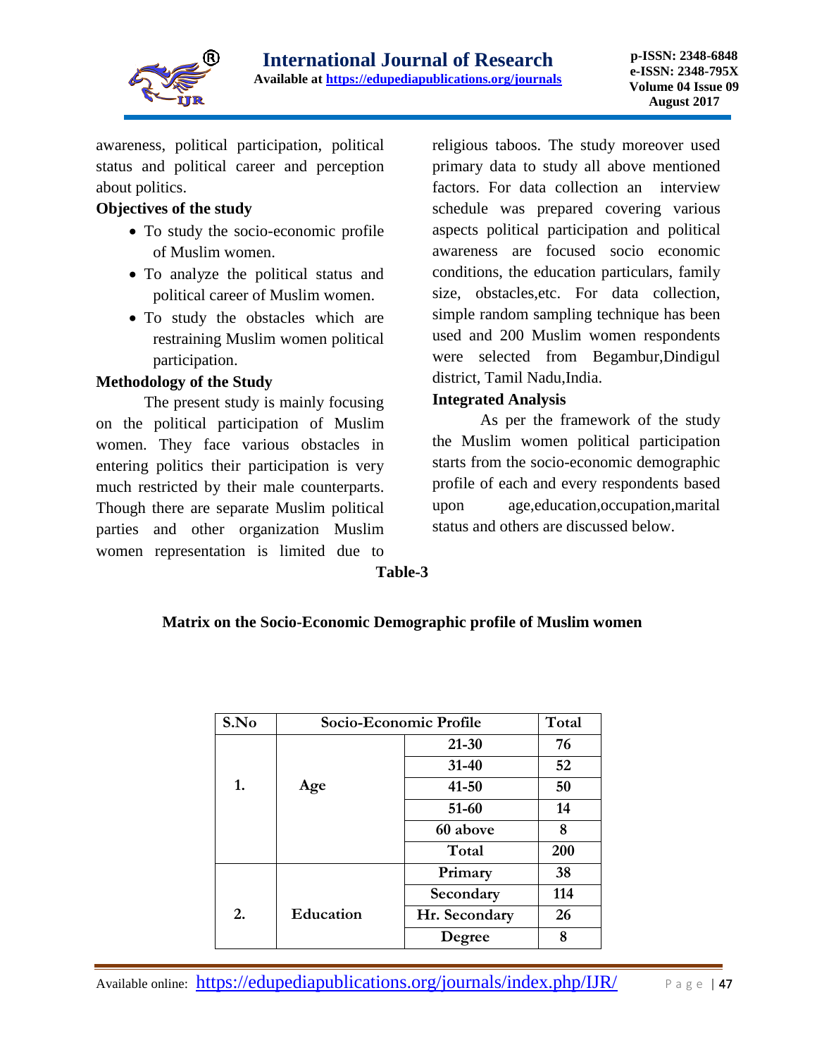awareness, political participation, political status and political career and perception about politics.

**Objectives of the study**

- To study the socio-economic profile of Muslim women.
- To analyze the political status and political career of Muslim women.
- To study the obstacles which are restraining Muslim women political participation.

**Methodology of the Study**

The present study is mainly focusing on the political participation of Muslim women. They face various obstacles in entering politics their participation is very much restricted by their male counterparts. Though there are separate Muslim political parties and other organization Muslim women representation is limited due to religious taboos. The study moreover used primary data to study all above mentioned factors. For data collection an interview schedule was prepared covering various aspects political participation and political awareness are focused socio economic conditions, the education particulars, family size, obstacles,etc. For data collection, simple random sampling technique has been used and 200 Muslim women respondents were selected from Begambur,Dindigul district, Tamil Nadu,India.

**Integrated Analysis**

As per the framework of the study the Muslim women political participation starts from the socio-economic demographic profile of each and every respondents based upon age,education,occupation,marital status and others are discussed below.

**Table-3**

**Matrix on the Socio-Economic Demographic profile of Muslim women**

| S.No | Socio-Economic Profile | | Total |
|---|---|---|---|
| 1. | Age | 21-30 | 76 |
| | | 31-40 | 52 |
| | | 41-50 | 50 |
| | | 51-60 | 14 |
| | | 60 above | 8 |
| | | Total | 200 |
| 2. | Education | Primary | 38 |
| | | Secondary | 114 |
| | | Hr. Secondary | 26 |
| | | Degree | 8 |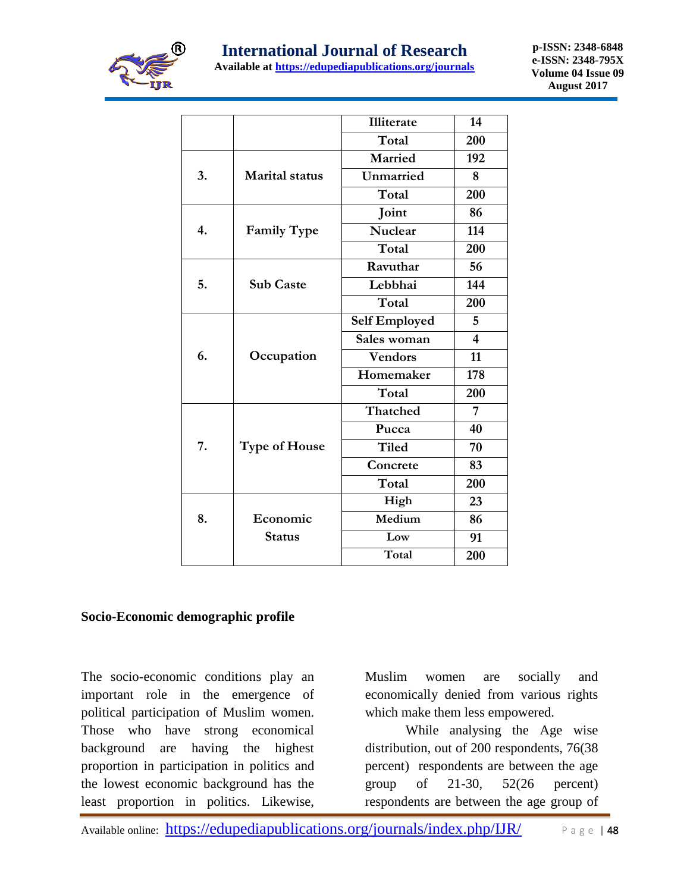| | | | |
|---|---|---|---|
| | | Illiterate | 14 |
| | | Total | 200 |
| 3. | Marital status | Married | 192 |
| | | Unmarried | 8 |
| | | Total | 200 |
| 4. | Family Type | Joint | 86 |
| | | Nuclear | 114 |
| | | Total | 200 |
| 5. | Sub Caste | Ravuthar | 56 |
| | | Lebbhai | 144 |
| | | Total | 200 |
| 6. | Occupation | Self Employed | 5 |
| | | Sales woman | 4 |
| | | Vendors | 11 |
| | | Homemaker | 178 |
| | | Total | 200 |
| 7. | Type of House | Thatched | 7 |
| | | Pucca | 40 |
| | | Tiled | 70 |
| | | Concrete | 83 |
| | | Total | 200 |
| 8. | Economic Status | High | 23 |
| | | Medium | 86 |
| | | Low | 91 |
| | | Total | 200 |

**Socio-Economic demographic profile**

The socio-economic conditions play an important role in the emergence of political participation of Muslim women. Those who have strong economical background are having the highest proportion in participation in politics and the lowest economic background has the least proportion in politics. Likewise, Muslim women are socially and economically denied from various rights which make them less empowered.

While analysing the Age wise distribution, out of 200 respondents, 76(38 percent) respondents are between the age group of 21-30, 52(26 percent) respondents are between the age group of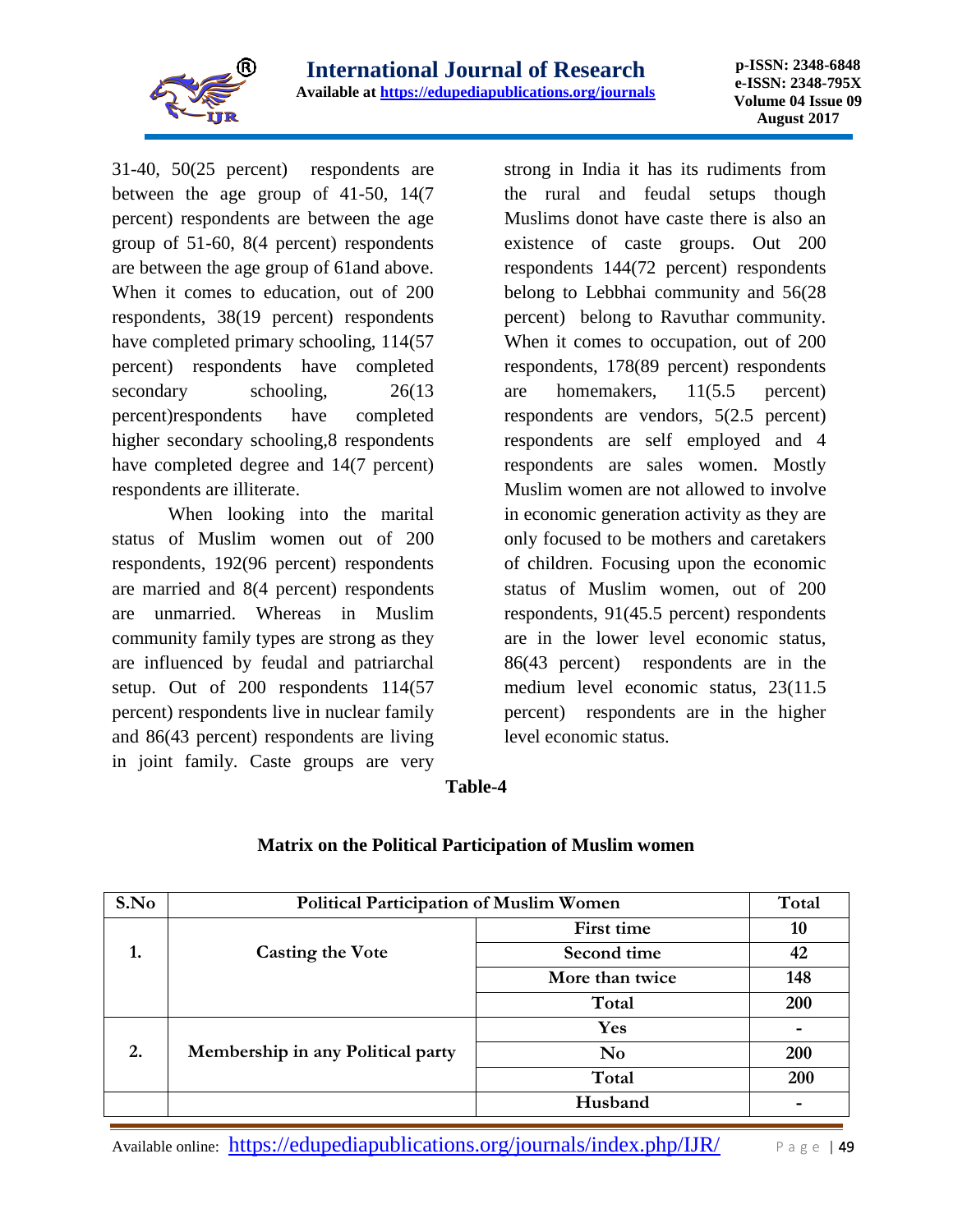31-40, 50(25 percent) respondents are between the age group of 41-50, 14(7 percent) respondents are between the age group of 51-60, 8(4 percent) respondents are between the age group of 61and above. When it comes to education, out of 200 respondents, 38(19 percent) respondents have completed primary schooling, 114(57 percent) respondents have completed secondary schooling, 26(13 percent)respondents have completed higher secondary schooling,8 respondents have completed degree and 14(7 percent) respondents are illiterate.

When looking into the marital status of Muslim women out of 200 respondents, 192(96 percent) respondents are married and 8(4 percent) respondents are unmarried. Whereas in Muslim community family types are strong as they are influenced by feudal and patriarchal setup. Out of 200 respondents 114(57 percent) respondents live in nuclear family and 86(43 percent) respondents are living in joint family. Caste groups are very strong in India it has its rudiments from the rural and feudal setups though Muslims donot have caste there is also an existence of caste groups. Out 200 respondents 144(72 percent) respondents belong to Lebbhai community and 56(28 percent) belong to Ravuthar community. When it comes to occupation, out of 200 respondents, 178(89 percent) respondents are homemakers, 11(5.5 percent) respondents are vendors, 5(2.5 percent) respondents are self employed and 4 respondents are sales women. Mostly Muslim women are not allowed to involve in economic generation activity as they are only focused to be mothers and caretakers of children. Focusing upon the economic status of Muslim women, out of 200 respondents, 91(45.5 percent) respondents are in the lower level economic status, 86(43 percent) respondents are in the medium level economic status, 23(11.5 percent) respondents are in the higher level economic status.

**Table-4**

**Matrix on the Political Participation of Muslim women**

| S.No | Political Participation of Muslim Women | | Total |
|---|---|---|---|
| 1. | Casting the Vote | First time | 10 |
| | | Second time | 42 |
| | | More than twice | 148 |
| | | Total | 200 |
| 2. | Membership in any Political party | Yes | - |
| | | No | 200 |
| | | Total | 200 |
| | | Husband | - |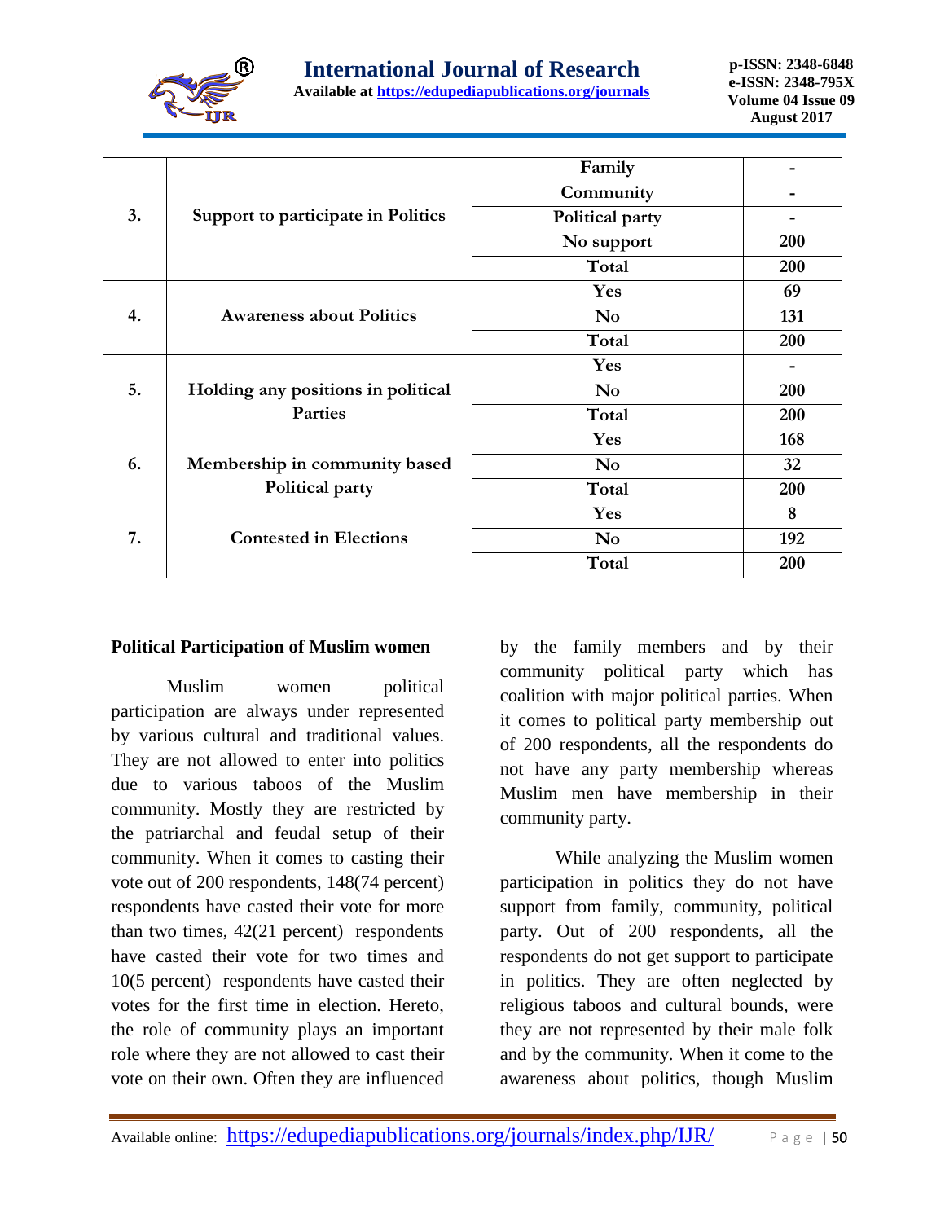| | | | |
|---|---|---|---|
| 3. | Support to participate in Politics | Family | - |
| | | Community | - |
| | | Political party | - |
| | | No support | 200 |
| | | Total | 200 |
| 4. | Awareness about Politics | Yes | 69 |
| | | No | 131 |
| | | Total | 200 |
| 5. | Holding any positions in political Parties | Yes | - |
| | | No | 200 |
| | | Total | 200 |
| 6. | Membership in community based Political party | Yes | 168 |
| | | No | 32 |
| | | Total | 200 |
| 7. | Contested in Elections | Yes | 8 |
| | | No | 192 |
| | | Total | 200 |

**Political Participation of Muslim women**

Muslim women political participation are always under represented by various cultural and traditional values. They are not allowed to enter into politics due to various taboos of the Muslim community. Mostly they are restricted by the patriarchal and feudal setup of their community. When it comes to casting their vote out of 200 respondents, 148(74 percent) respondents have casted their vote for more than two times, 42(21 percent) respondents have casted their vote for two times and 10(5 percent) respondents have casted their votes for the first time in election. Hereto, the role of community plays an important role where they are not allowed to cast their vote on their own. Often they are influenced by the family members and by their community political party which has coalition with major political parties. When it comes to political party membership out of 200 respondents, all the respondents do not have any party membership whereas Muslim men have membership in their community party.

While analyzing the Muslim women participation in politics they do not have support from family, community, political party. Out of 200 respondents, all the respondents do not get support to participate in politics. They are often neglected by religious taboos and cultural bounds, were they are not represented by their male folk and by the community. When it come to the awareness about politics, though Muslim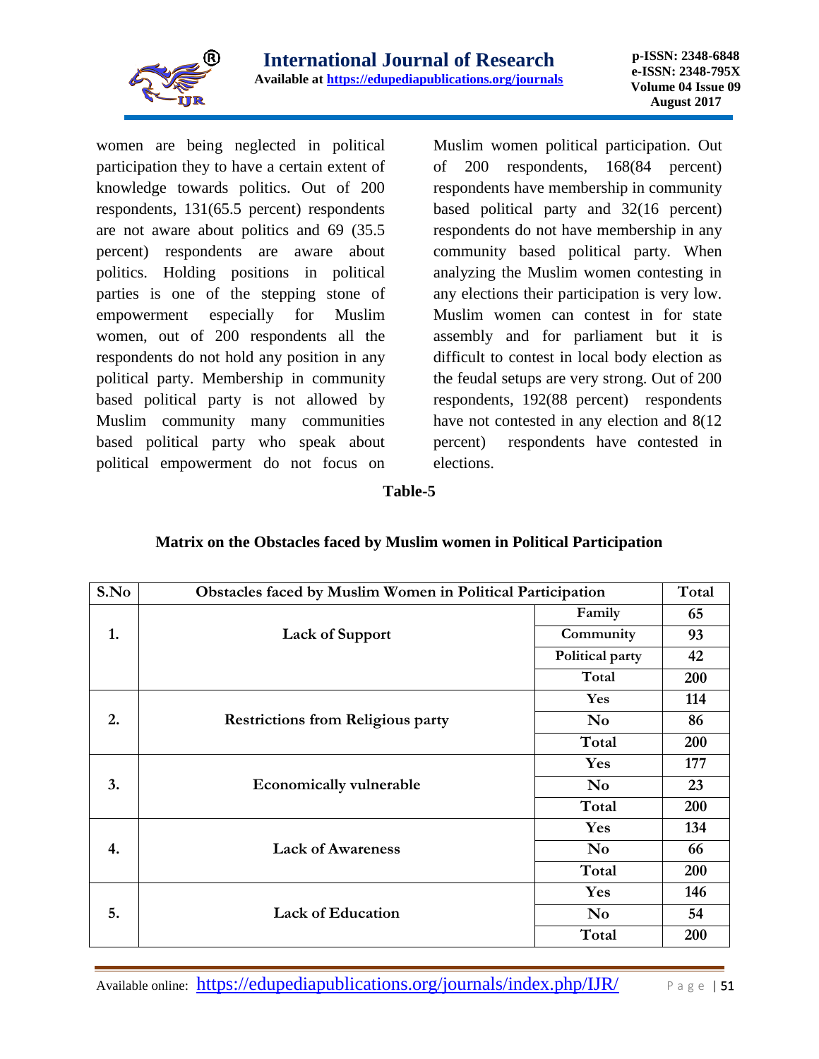women are being neglected in political participation they to have a certain extent of knowledge towards politics. Out of 200 respondents, 131(65.5 percent) respondents are not aware about politics and 69 (35.5 percent) respondents are aware about politics. Holding positions in political parties is one of the stepping stone of empowerment especially for Muslim women, out of 200 respondents all the respondents do not hold any position in any political party. Membership in community based political party is not allowed by Muslim community many communities based political party who speak about political empowerment do not focus on Muslim women political participation. Out of 200 respondents, 168(84 percent) respondents have membership in community based political party and 32(16 percent) respondents do not have membership in any community based political party. When analyzing the Muslim women contesting in any elections their participation is very low. Muslim women can contest in for state assembly and for parliament but it is difficult to contest in local body election as the feudal setups are very strong. Out of 200 respondents, 192(88 percent) respondents have not contested in any election and 8(12 percent) respondents have contested in elections.

**Table-5**

**Matrix on the Obstacles faced by Muslim women in Political Participation**

| S.No | Obstacles faced by Muslim Women in Political Participation | | Total |
|---|---|---|---|
| 1. | Lack of Support | Family | 65 |
| | | Community | 93 |
| | | Political party | 42 |
| | | Total | 200 |
| 2. | Restrictions from Religious party | Yes | 114 |
| | | No | 86 |
| | | Total | 200 |
| 3. | Economically vulnerable | Yes | 177 |
| | | No | 23 |
| | | Total | 200 |
| 4. | Lack of Awareness | Yes | 134 |
| | | No | 66 |
| | | Total | 200 |
| 5. | Lack of Education | Yes | 146 |
| | | No | 54 |
| | | Total | 200 |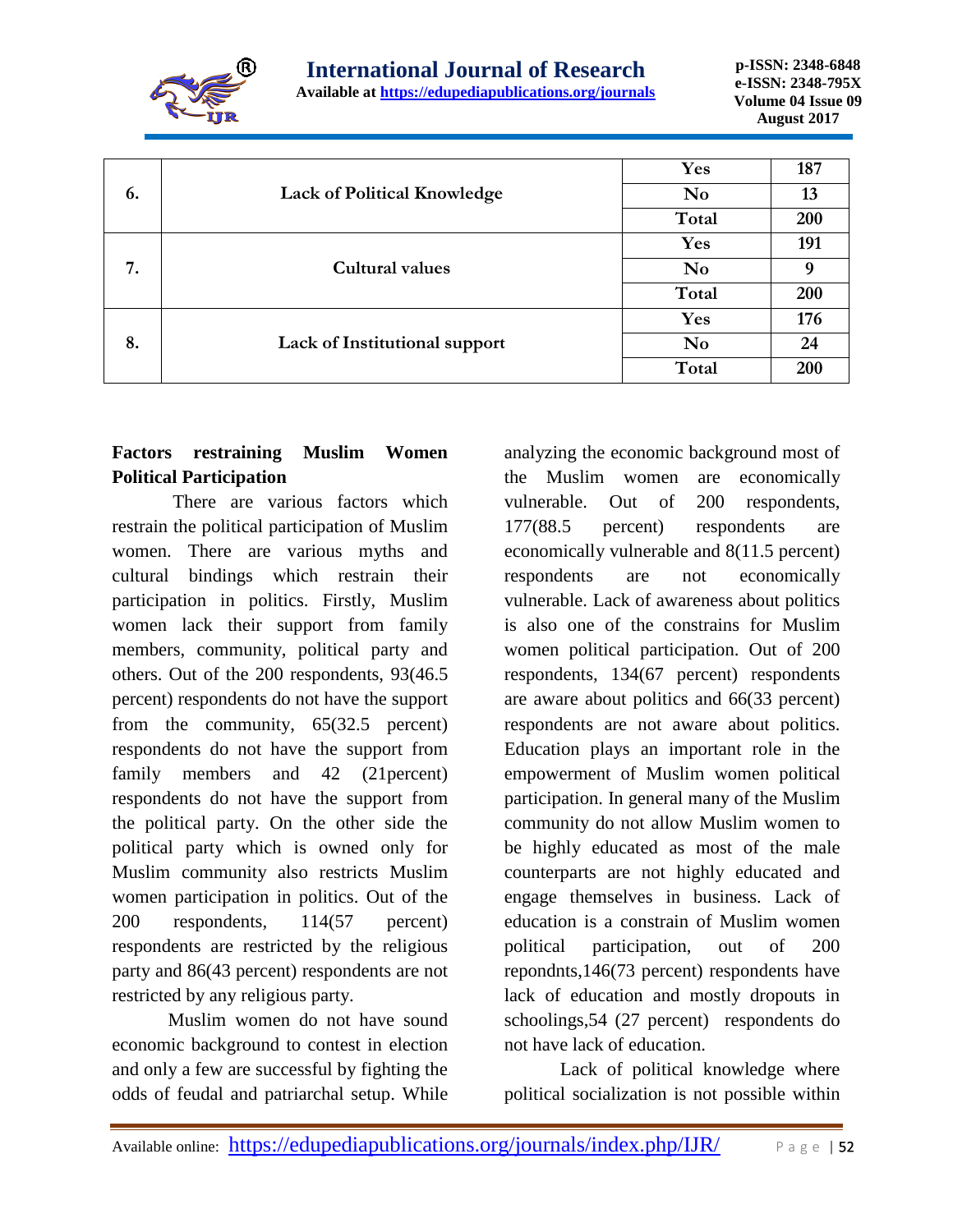| | | | |
|---|---|---|---|
| 6. | Lack of Political Knowledge | Yes | 187 |
| | | No | 13 |
| | | Total | 200 |
| 7. | Cultural values | Yes | 191 |
| | | No | 9 |
| | | Total | 200 |
| 8. | Lack of Institutional support | Yes | 176 |
| | | No | 24 |
| | | Total | 200 |

**Factors restraining Muslim Women Political Participation**

There are various factors which restrain the political participation of Muslim women. There are various myths and cultural bindings which restrain their participation in politics. Firstly, Muslim women lack their support from family members, community, political party and others. Out of the 200 respondents, 93(46.5 percent) respondents do not have the support from the community, 65(32.5 percent) respondents do not have the support from family members and 42 (21percent) respondents do not have the support from the political party. On the other side the political party which is owned only for Muslim community also restricts Muslim women participation in politics. Out of the 200 respondents, 114(57 percent) respondents are restricted by the religious party and 86(43 percent) respondents are not restricted by any religious party.

Muslim women do not have sound economic background to contest in election and only a few are successful by fighting the odds of feudal and patriarchal setup. While analyzing the economic background most of the Muslim women are economically vulnerable. Out of 200 respondents, 177(88.5 percent) respondents are economically vulnerable and 8(11.5 percent) respondents are not economically vulnerable. Lack of awareness about politics is also one of the constrains for Muslim women political participation. Out of 200 respondents, 134(67 percent) respondents are aware about politics and 66(33 percent) respondents are not aware about politics. Education plays an important role in the empowerment of Muslim women political participation. In general many of the Muslim community do not allow Muslim women to be highly educated as most of the male counterparts are not highly educated and engage themselves in business. Lack of education is a constrain of Muslim women political participation, out of 200 repondnts,146(73 percent) respondents have lack of education and mostly dropouts in schoolings,54 (27 percent) respondents do not have lack of education.

Lack of political knowledge where political socialization is not possible within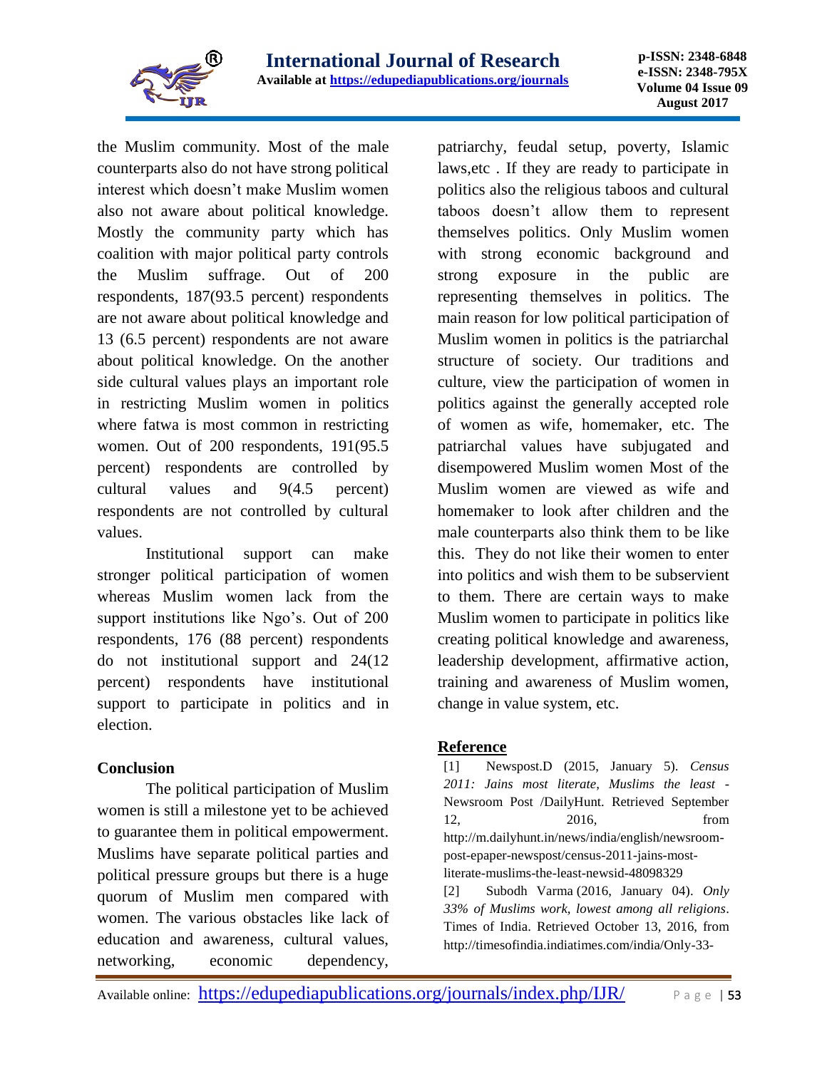the Muslim community. Most of the male counterparts also do not have strong political interest which doesn't make Muslim women also not aware about political knowledge. Mostly the community party which has coalition with major political party controls the Muslim suffrage. Out of 200 respondents, 187(93.5 percent) respondents are not aware about political knowledge and 13 (6.5 percent) respondents are not aware about political knowledge. On the another side cultural values plays an important role in restricting Muslim women in politics where fatwa is most common in restricting women. Out of 200 respondents, 191(95.5 percent) respondents are controlled by cultural values and 9(4.5 percent) respondents are not controlled by cultural values.

Institutional support can make stronger political participation of women whereas Muslim women lack from the support institutions like Ngo's. Out of 200 respondents, 176 (88 percent) respondents do not institutional support and 24(12 percent) respondents have institutional support to participate in politics and in election.

## Conclusion

The political participation of Muslim women is still a milestone yet to be achieved to guarantee them in political empowerment. Muslims have separate political parties and political pressure groups but there is a huge quorum of Muslim men compared with women. The various obstacles like lack of education and awareness, cultural values, networking, economic dependency, patriarchy, feudal setup, poverty, Islamic laws,etc . If they are ready to participate in politics also the religious taboos and cultural taboos doesn't allow them to represent themselves politics. Only Muslim women with strong economic background and strong exposure in the public are representing themselves in politics. The main reason for low political participation of Muslim women in politics is the patriarchal structure of society. Our traditions and culture, view the participation of women in politics against the generally accepted role of women as wife, homemaker, etc. The patriarchal values have subjugated and disempowered Muslim women Most of the Muslim women are viewed as wife and homemaker to look after children and the male counterparts also think them to be like this. They do not like their women to enter into politics and wish them to be subservient to them. There are certain ways to make Muslim women to participate in politics like creating political knowledge and awareness, leadership development, affirmative action, training and awareness of Muslim women, change in value system, etc.

## Reference

[1] Newspost.D (2015, January 5). *Census 2011: Jains most literate, Muslims the least* - Newsroom Post /DailyHunt. Retrieved September 12, 2016, from http://m.dailyhunt.in/news/india/english/newsroom-post-epaper-newspost/census-2011-jains-most-literate-muslims-the-least-newsid-48098329

[2] Subodh Varma (2016, January 04). *Only 33% of Muslims work, lowest among all religions*. Times of India. Retrieved October 13, 2016, from http://timesofindia.indiatimes.com/india/Only-33-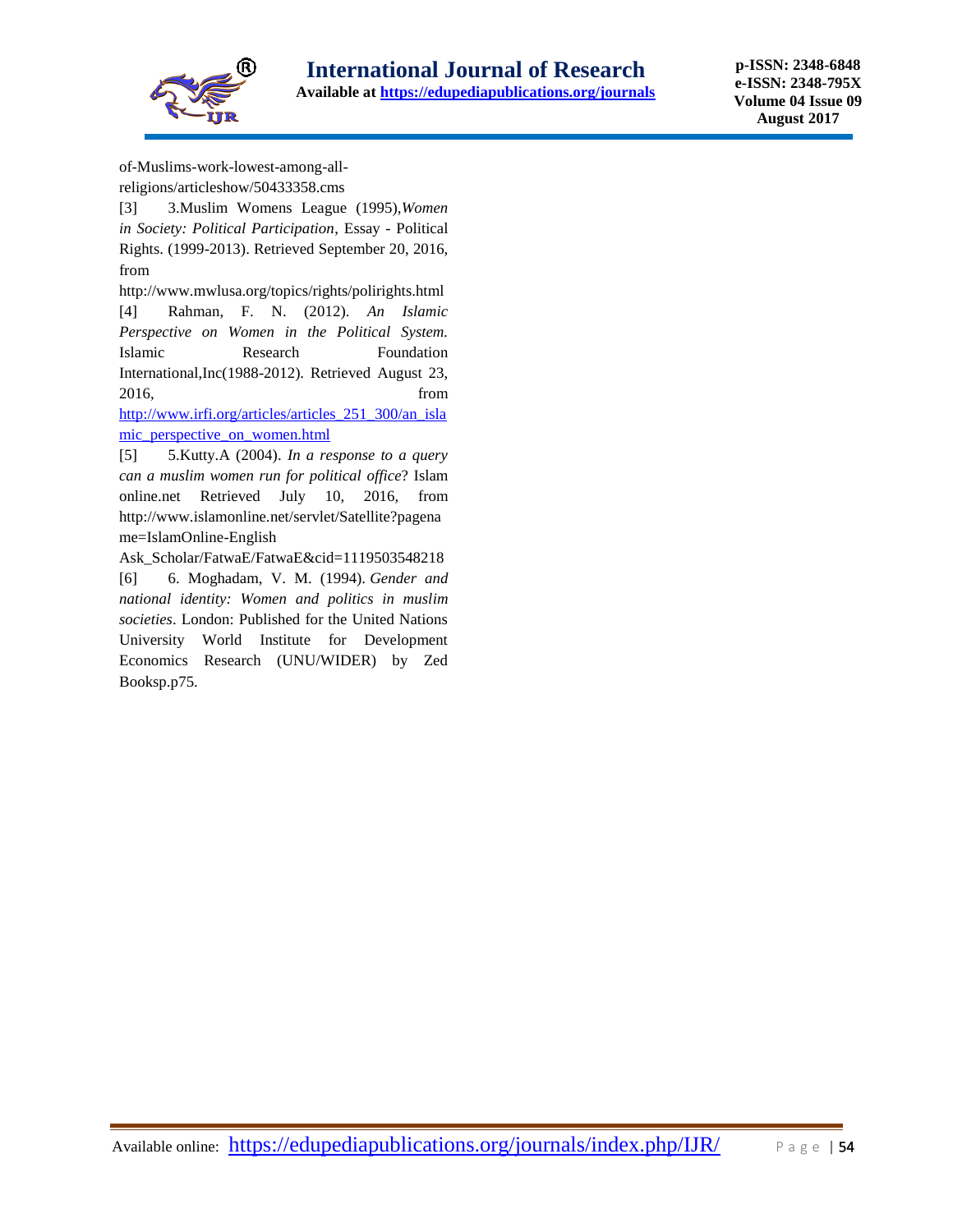of-Muslims-work-lowest-among-all-religions/articleshow/50433358.cms

[3] 3.Muslim Womens League (1995),*Women in Society: Political Participation*, Essay - Political Rights. (1999-2013). Retrieved September 20, 2016, from http://www.mwlusa.org/topics/rights/polirights.html

[4] Rahman, F. N. (2012). *An Islamic Perspective on Women in the Political System.* Islamic Research Foundation International,Inc(1988-2012). Retrieved August 23, 2016, from http://www.irfi.org/articles/articles_251_300/an_islamic_perspective_on_women.html

[5] 5.Kutty.A (2004). *In a response to a query can a muslim women run for political office*? Islam online.net Retrieved July 10, 2016, from http://www.islamonline.net/servlet/Satellite?pagename=IslamOnline-English Ask_Scholar/FatwaE/FatwaE&cid=1119503548218

[6] 6. Moghadam, V. M. (1994). *Gender and national identity: Women and politics in muslim societies*. London: Published for the United Nations University World Institute for Development Economics Research (UNU/WIDER) by Zed Booksp.p75.